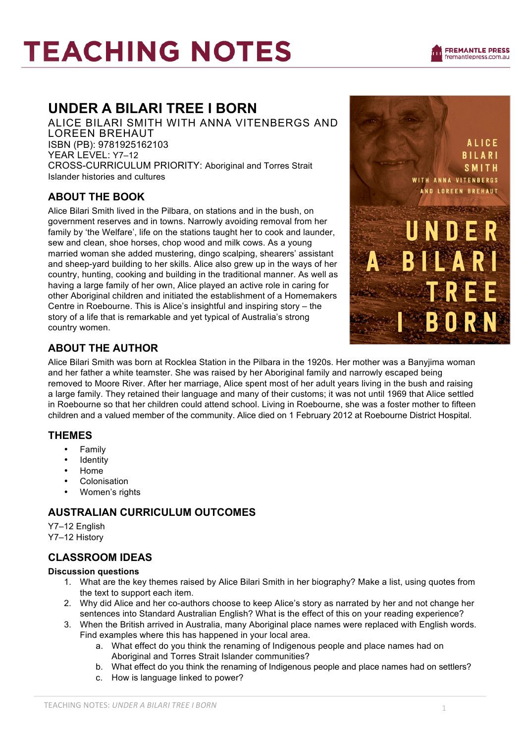# TEACHING NOTES

## UNDER A BILARI TREE I BORN

ALICE BILARI SMITH WITH ANNA VITENBERGS AND LOREEN BREHAUT
ISBN (PB): 9781925162103
YEAR LEVEL: Y7–12
CROSS-CURRICULUM PRIORITY: Aboriginal and Torres Strait Islander histories and cultures

### ABOUT THE BOOK

Alice Bilari Smith lived in the Pilbara, on stations and in the bush, on government reserves and in towns. Narrowly avoiding removal from her family by 'the Welfare', life on the stations taught her to cook and launder, sew and clean, shoe horses, chop wood and milk cows. As a young married woman she added mustering, dingo scalping, shearers' assistant and sheep-yard building to her skills. Alice also grew up in the ways of her country, hunting, cooking and building in the traditional manner. As well as having a large family of her own, Alice played an active role in caring for other Aboriginal children and initiated the establishment of a Homemakers Centre in Roebourne. This is Alice's insightful and inspiring story – the story of a life that is remarkable and yet typical of Australia's strong country women.

### ABOUT THE AUTHOR

Alice Bilari Smith was born at Rocklea Station in the Pilbara in the 1920s. Her mother was a Banyjima woman and her father a white teamster. She was raised by her Aboriginal family and narrowly escaped being removed to Moore River. After her marriage, Alice spent most of her adult years living in the bush and raising a large family. They retained their language and many of their customs; it was not until 1969 that Alice settled in Roebourne so that her children could attend school. Living in Roebourne, she was a foster mother to fifteen children and a valued member of the community. Alice died on 1 February 2012 at Roebourne District Hospital.

### THEMES

- Family
- Identity
- Home
- Colonisation
- Women's rights

### AUSTRALIAN CURRICULUM OUTCOMES

Y7–12 English
Y7–12 History

### CLASSROOM IDEAS

**Discussion questions**

1. What are the key themes raised by Alice Bilari Smith in her biography? Make a list, using quotes from the text to support each item.
2. Why did Alice and her co-authors choose to keep Alice's story as narrated by her and not change her sentences into Standard Australian English? What is the effect of this on your reading experience?
3. When the British arrived in Australia, many Aboriginal place names were replaced with English words. Find examples where this has happened in your local area.
   a. What effect do you think the renaming of Indigenous people and place names had on Aboriginal and Torres Strait Islander communities?
   b. What effect do you think the renaming of Indigenous people and place names had on settlers?
   c. How is language linked to power?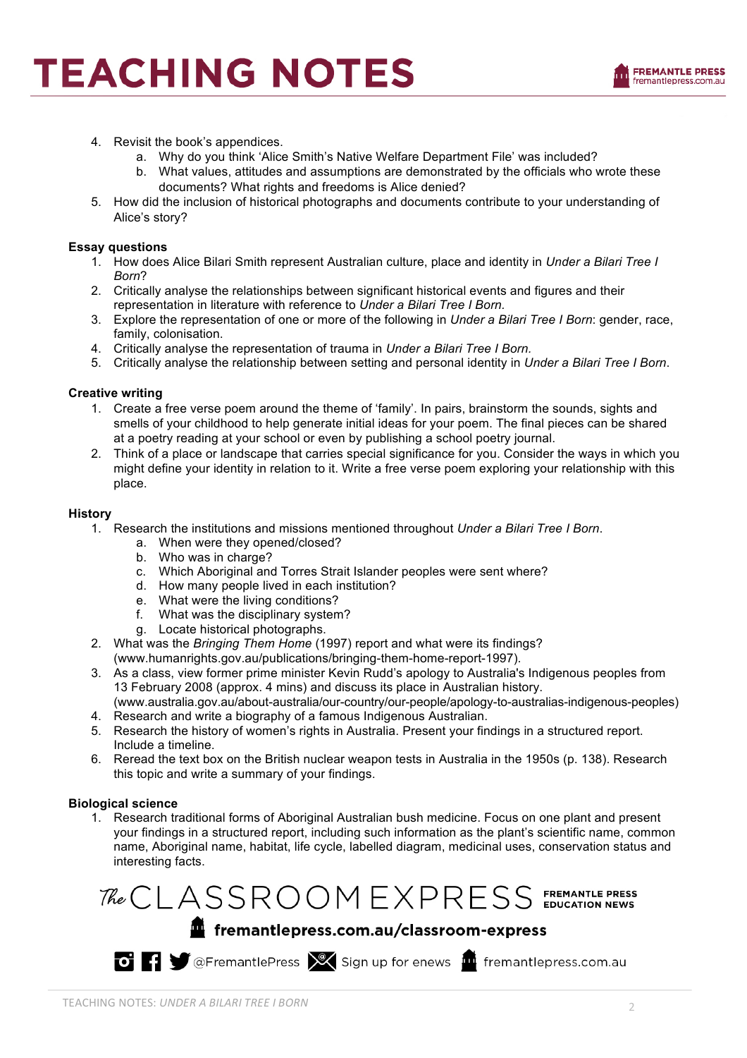4. Revisit the book's appendices.
    a. Why do you think 'Alice Smith's Native Welfare Department File' was included?
    b. What values, attitudes and assumptions are demonstrated by the officials who wrote these documents? What rights and freedoms is Alice denied?
5. How did the inclusion of historical photographs and documents contribute to your understanding of Alice's story?

**Essay questions**

1. How does Alice Bilari Smith represent Australian culture, place and identity in *Under a Bilari Tree I Born*?
2. Critically analyse the relationships between significant historical events and figures and their representation in literature with reference to *Under a Bilari Tree I Born*.
3. Explore the representation of one or more of the following in *Under a Bilari Tree I Born*: gender, race, family, colonisation.
4. Critically analyse the representation of trauma in *Under a Bilari Tree I Born.*
5. Critically analyse the relationship between setting and personal identity in *Under a Bilari Tree I Born*.

**Creative writing**

1. Create a free verse poem around the theme of 'family'. In pairs, brainstorm the sounds, sights and smells of your childhood to help generate initial ideas for your poem. The final pieces can be shared at a poetry reading at your school or even by publishing a school poetry journal.
2. Think of a place or landscape that carries special significance for you. Consider the ways in which you might define your identity in relation to it. Write a free verse poem exploring your relationship with this place.

**History**

1. Research the institutions and missions mentioned throughout *Under a Bilari Tree I Born*.
    a. When were they opened/closed?
    b. Who was in charge?
    c. Which Aboriginal and Torres Strait Islander peoples were sent where?
    d. How many people lived in each institution?
    e. What were the living conditions?
    f. What was the disciplinary system?
    g. Locate historical photographs.
2. What was the *Bringing Them Home* (1997) report and what were its findings? (www.humanrights.gov.au/publications/bringing-them-home-report-1997).
3. As a class, view former prime minister Kevin Rudd's apology to Australia's Indigenous peoples from 13 February 2008 (approx. 4 mins) and discuss its place in Australian history. (www.australia.gov.au/about-australia/our-country/our-people/apology-to-australias-indigenous-peoples)
4. Research and write a biography of a famous Indigenous Australian.
5. Research the history of women's rights in Australia. Present your findings in a structured report. Include a timeline.
6. Reread the text box on the British nuclear weapon tests in Australia in the 1950s (p. 138). Research this topic and write a summary of your findings.

**Biological science**

1. Research traditional forms of Aboriginal Australian bush medicine. Focus on one plant and present your findings in a structured report, including such information as the plant's scientific name, common name, Aboriginal name, habitat, life cycle, labelled diagram, medicinal uses, conservation status and interesting facts.

The CLASSROOM EXPRESS FREMANTLE PRESS EDUCATION NEWS

fremantlepress.com.au/classroom-express

@FremantlePress Sign up for enews fremantlepress.com.au